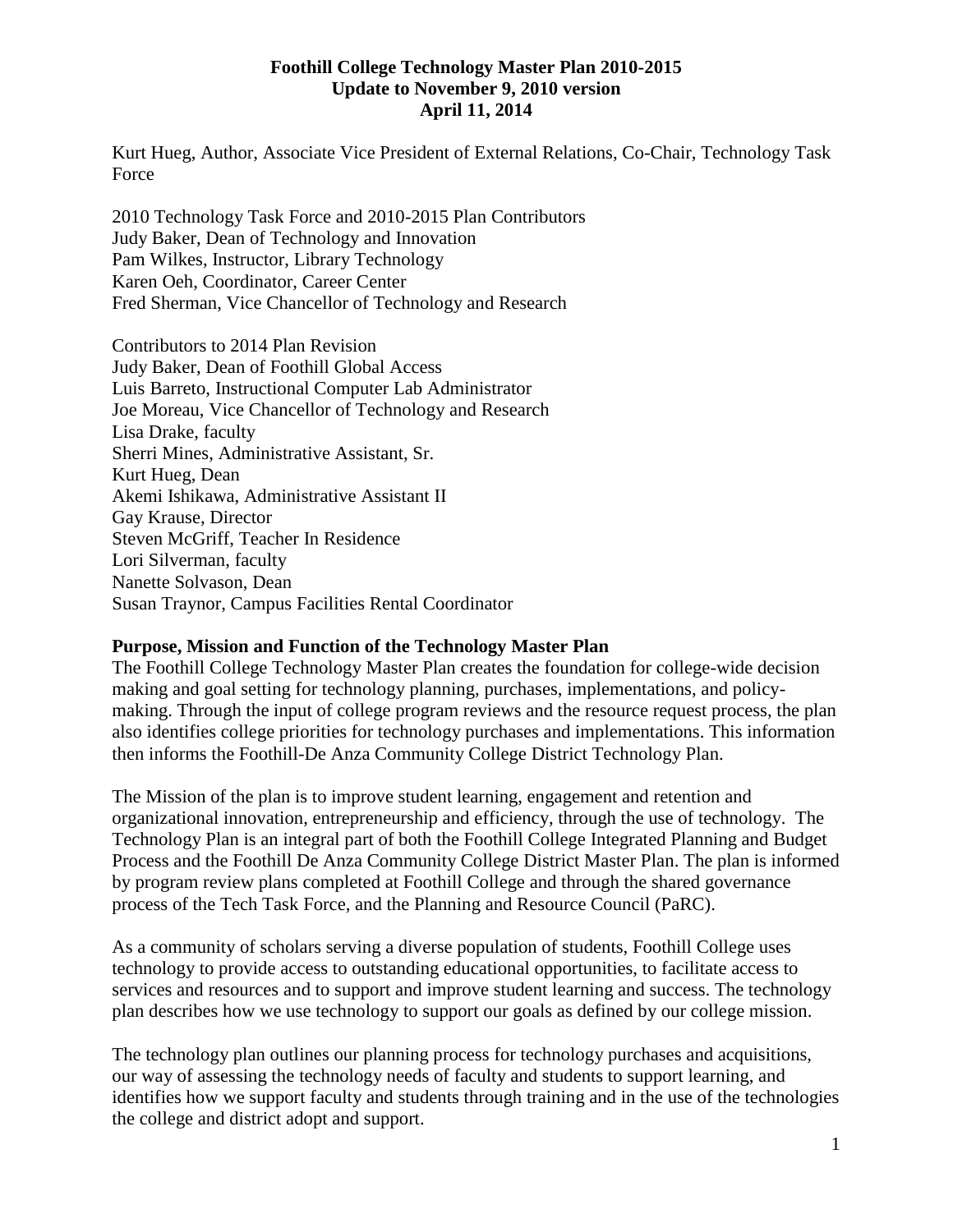# Foothill College Technology Master Plan 2010-2015

**Update to November 9, 2010 version**

**April 11, 2014**

Kurt Hueg, Author, Associate Vice President of External Relations, Co-Chair, Technology Task Force

2010 Technology Task Force and 2010-2015 Plan Contributors
Judy Baker, Dean of Technology and Innovation
Pam Wilkes, Instructor, Library Technology
Karen Oeh, Coordinator, Career Center
Fred Sherman, Vice Chancellor of Technology and Research

Contributors to 2014 Plan Revision
Judy Baker, Dean of Foothill Global Access
Luis Barreto, Instructional Computer Lab Administrator
Joe Moreau, Vice Chancellor of Technology and Research
Lisa Drake, faculty
Sherri Mines, Administrative Assistant, Sr.
Kurt Hueg, Dean
Akemi Ishikawa, Administrative Assistant II
Gay Krause, Director
Steven McGriff, Teacher In Residence
Lori Silverman, faculty
Nanette Solvason, Dean
Susan Traynor, Campus Facilities Rental Coordinator

## Purpose, Mission and Function of the Technology Master Plan

The Foothill College Technology Master Plan creates the foundation for college-wide decision making and goal setting for technology planning, purchases, implementations, and policy-making. Through the input of college program reviews and the resource request process, the plan also identifies college priorities for technology purchases and implementations. This information then informs the Foothill-De Anza Community College District Technology Plan.

The Mission of the plan is to improve student learning, engagement and retention and organizational innovation, entrepreneurship and efficiency, through the use of technology. The Technology Plan is an integral part of both the Foothill College Integrated Planning and Budget Process and the Foothill De Anza Community College District Master Plan. The plan is informed by program review plans completed at Foothill College and through the shared governance process of the Tech Task Force, and the Planning and Resource Council (PaRC).

As a community of scholars serving a diverse population of students, Foothill College uses technology to provide access to outstanding educational opportunities, to facilitate access to services and resources and to support and improve student learning and success. The technology plan describes how we use technology to support our goals as defined by our college mission.

The technology plan outlines our planning process for technology purchases and acquisitions, our way of assessing the technology needs of faculty and students to support learning, and identifies how we support faculty and students through training and in the use of the technologies the college and district adopt and support.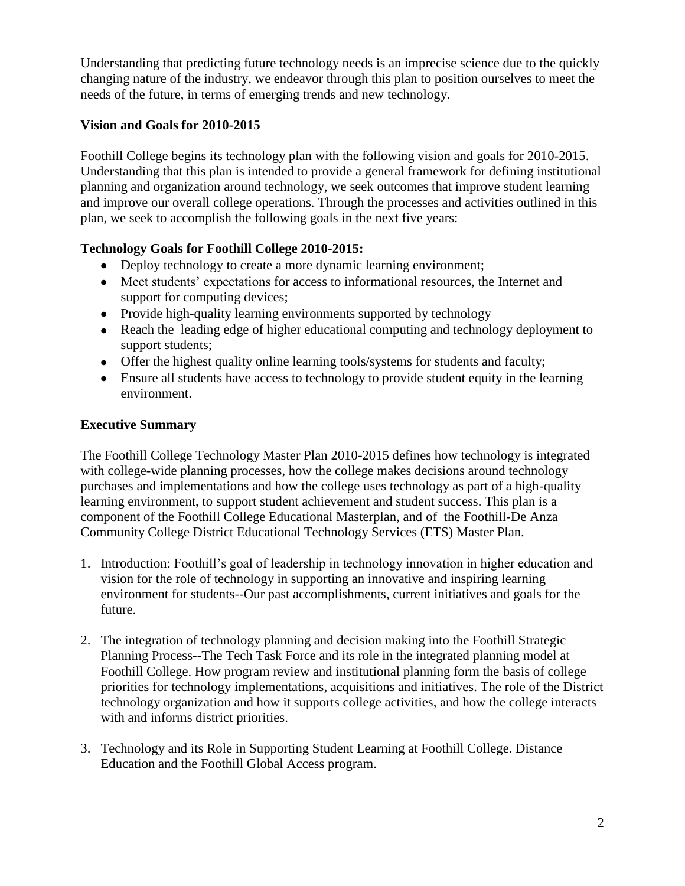Understanding that predicting future technology needs is an imprecise science due to the quickly changing nature of the industry, we endeavor through this plan to position ourselves to meet the needs of the future, in terms of emerging trends and new technology.

## Vision and Goals for 2010-2015

Foothill College begins its technology plan with the following vision and goals for 2010-2015. Understanding that this plan is intended to provide a general framework for defining institutional planning and organization around technology, we seek outcomes that improve student learning and improve our overall college operations. Through the processes and activities outlined in this plan, we seek to accomplish the following goals in the next five years:

### Technology Goals for Foothill College 2010-2015:

- Deploy technology to create a more dynamic learning environment;
- Meet students' expectations for access to informational resources, the Internet and support for computing devices;
- Provide high-quality learning environments supported by technology
- Reach the leading edge of higher educational computing and technology deployment to support students;
- Offer the highest quality online learning tools/systems for students and faculty;
- Ensure all students have access to technology to provide student equity in the learning environment.

## Executive Summary

The Foothill College Technology Master Plan 2010-2015 defines how technology is integrated with college-wide planning processes, how the college makes decisions around technology purchases and implementations and how the college uses technology as part of a high-quality learning environment, to support student achievement and student success. This plan is a component of the Foothill College Educational Masterplan, and of the Foothill-De Anza Community College District Educational Technology Services (ETS) Master Plan.

1. Introduction: Foothill's goal of leadership in technology innovation in higher education and vision for the role of technology in supporting an innovative and inspiring learning environment for students--Our past accomplishments, current initiatives and goals for the future.

2. The integration of technology planning and decision making into the Foothill Strategic Planning Process--The Tech Task Force and its role in the integrated planning model at Foothill College. How program review and institutional planning form the basis of college priorities for technology implementations, acquisitions and initiatives. The role of the District technology organization and how it supports college activities, and how the college interacts with and informs district priorities.

3. Technology and its Role in Supporting Student Learning at Foothill College. Distance Education and the Foothill Global Access program.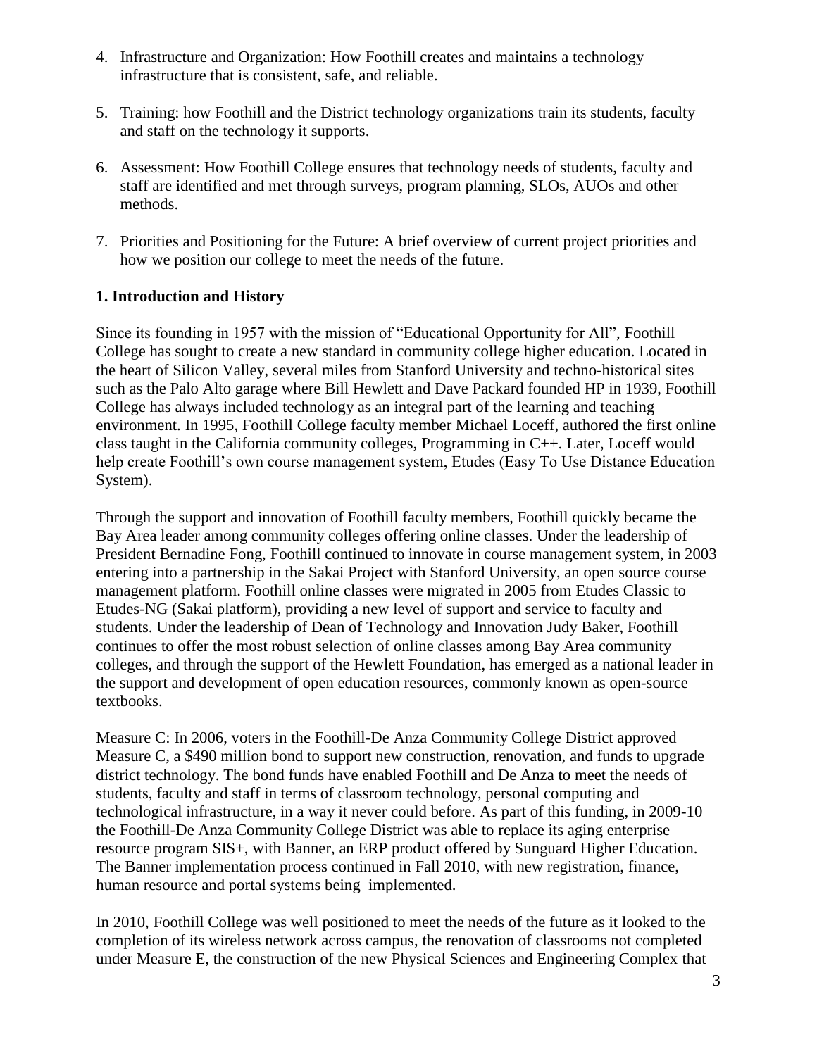4. Infrastructure and Organization: How Foothill creates and maintains a technology infrastructure that is consistent, safe, and reliable.

5. Training: how Foothill and the District technology organizations train its students, faculty and staff on the technology it supports.

6. Assessment: How Foothill College ensures that technology needs of students, faculty and staff are identified and met through surveys, program planning, SLOs, AUOs and other methods.

7. Priorities and Positioning for the Future: A brief overview of current project priorities and how we position our college to meet the needs of the future.

## 1. Introduction and History

Since its founding in 1957 with the mission of "Educational Opportunity for All", Foothill College has sought to create a new standard in community college higher education. Located in the heart of Silicon Valley, several miles from Stanford University and techno-historical sites such as the Palo Alto garage where Bill Hewlett and Dave Packard founded HP in 1939, Foothill College has always included technology as an integral part of the learning and teaching environment. In 1995, Foothill College faculty member Michael Loceff, authored the first online class taught in the California community colleges, Programming in C++. Later, Loceff would help create Foothill's own course management system, Etudes (Easy To Use Distance Education System).

Through the support and innovation of Foothill faculty members, Foothill quickly became the Bay Area leader among community colleges offering online classes. Under the leadership of President Bernadine Fong, Foothill continued to innovate in course management system, in 2003 entering into a partnership in the Sakai Project with Stanford University, an open source course management platform. Foothill online classes were migrated in 2005 from Etudes Classic to Etudes-NG (Sakai platform), providing a new level of support and service to faculty and students. Under the leadership of Dean of Technology and Innovation Judy Baker, Foothill continues to offer the most robust selection of online classes among Bay Area community colleges, and through the support of the Hewlett Foundation, has emerged as a national leader in the support and development of open education resources, commonly known as open-source textbooks.

Measure C: In 2006, voters in the Foothill-De Anza Community College District approved Measure C, a $490 million bond to support new construction, renovation, and funds to upgrade district technology. The bond funds have enabled Foothill and De Anza to meet the needs of students, faculty and staff in terms of classroom technology, personal computing and technological infrastructure, in a way it never could before. As part of this funding, in 2009-10 the Foothill-De Anza Community College District was able to replace its aging enterprise resource program SIS+, with Banner, an ERP product offered by Sunguard Higher Education. The Banner implementation process continued in Fall 2010, with new registration, finance, human resource and portal systems being implemented.

In 2010, Foothill College was well positioned to meet the needs of the future as it looked to the completion of its wireless network across campus, the renovation of classrooms not completed under Measure E, the construction of the new Physical Sciences and Engineering Complex that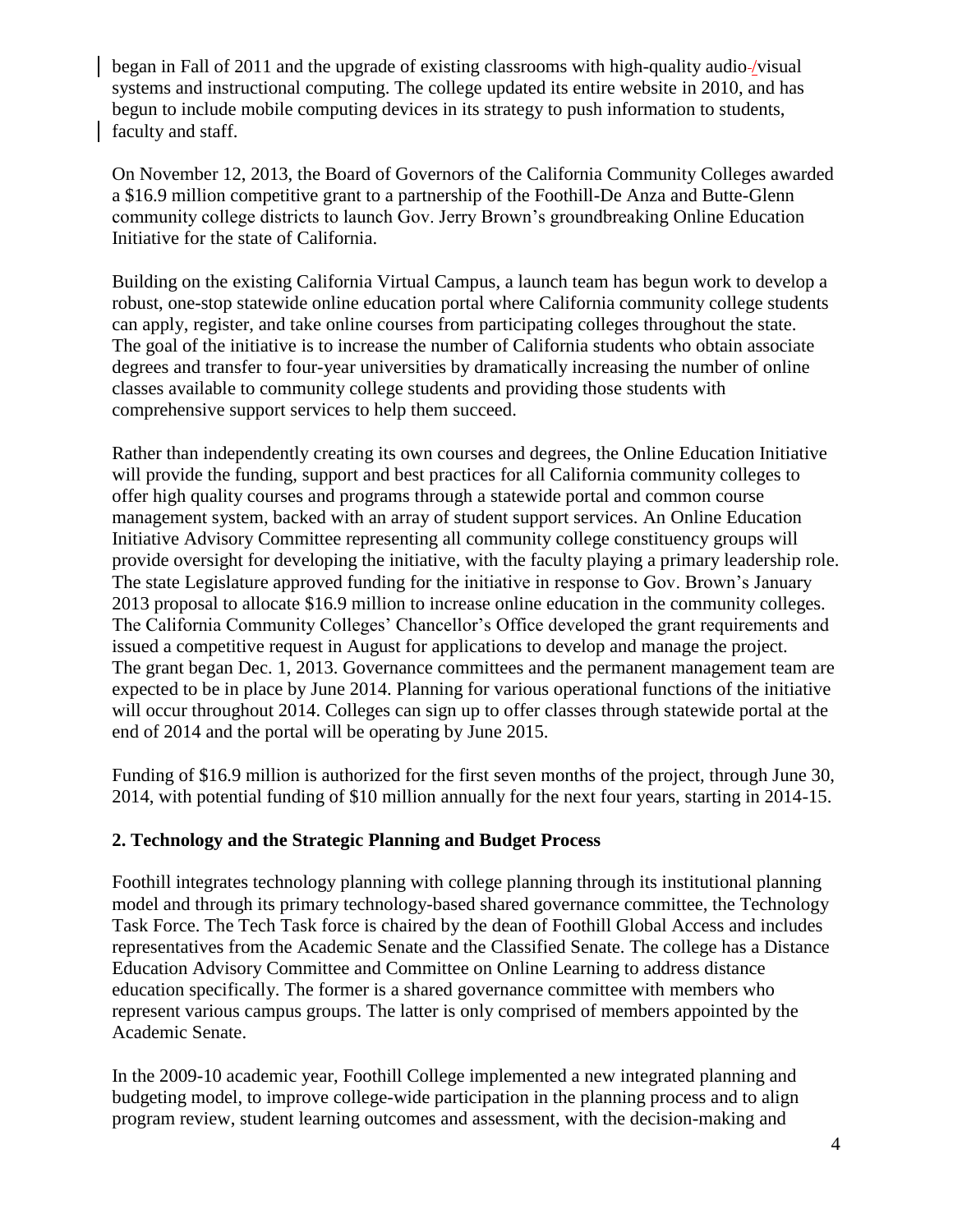began in Fall of 2011 and the upgrade of existing classrooms with high-quality audio-/visual systems and instructional computing. The college updated its entire website in 2010, and has begun to include mobile computing devices in its strategy to push information to students, faculty and staff.

On November 12, 2013, the Board of Governors of the California Community Colleges awarded a $16.9 million competitive grant to a partnership of the Foothill-De Anza and Butte-Glenn community college districts to launch Gov. Jerry Brown's groundbreaking Online Education Initiative for the state of California.

Building on the existing California Virtual Campus, a launch team has begun work to develop a robust, one-stop statewide online education portal where California community college students can apply, register, and take online courses from participating colleges throughout the state. The goal of the initiative is to increase the number of California students who obtain associate degrees and transfer to four-year universities by dramatically increasing the number of online classes available to community college students and providing those students with comprehensive support services to help them succeed.

Rather than independently creating its own courses and degrees, the Online Education Initiative will provide the funding, support and best practices for all California community colleges to offer high quality courses and programs through a statewide portal and common course management system, backed with an array of student support services. An Online Education Initiative Advisory Committee representing all community college constituency groups will provide oversight for developing the initiative, with the faculty playing a primary leadership role. The state Legislature approved funding for the initiative in response to Gov. Brown's January 2013 proposal to allocate $16.9 million to increase online education in the community colleges. The California Community Colleges' Chancellor's Office developed the grant requirements and issued a competitive request in August for applications to develop and manage the project. The grant began Dec. 1, 2013. Governance committees and the permanent management team are expected to be in place by June 2014. Planning for various operational functions of the initiative will occur throughout 2014. Colleges can sign up to offer classes through statewide portal at the end of 2014 and the portal will be operating by June 2015.

Funding of $16.9 million is authorized for the first seven months of the project, through June 30, 2014, with potential funding of $10 million annually for the next four years, starting in 2014-15.

## 2. Technology and the Strategic Planning and Budget Process

Foothill integrates technology planning with college planning through its institutional planning model and through its primary technology-based shared governance committee, the Technology Task Force. The Tech Task force is chaired by the dean of Foothill Global Access and includes representatives from the Academic Senate and the Classified Senate. The college has a Distance Education Advisory Committee and Committee on Online Learning to address distance education specifically. The former is a shared governance committee with members who represent various campus groups. The latter is only comprised of members appointed by the Academic Senate.

In the 2009-10 academic year, Foothill College implemented a new integrated planning and budgeting model, to improve college-wide participation in the planning process and to align program review, student learning outcomes and assessment, with the decision-making and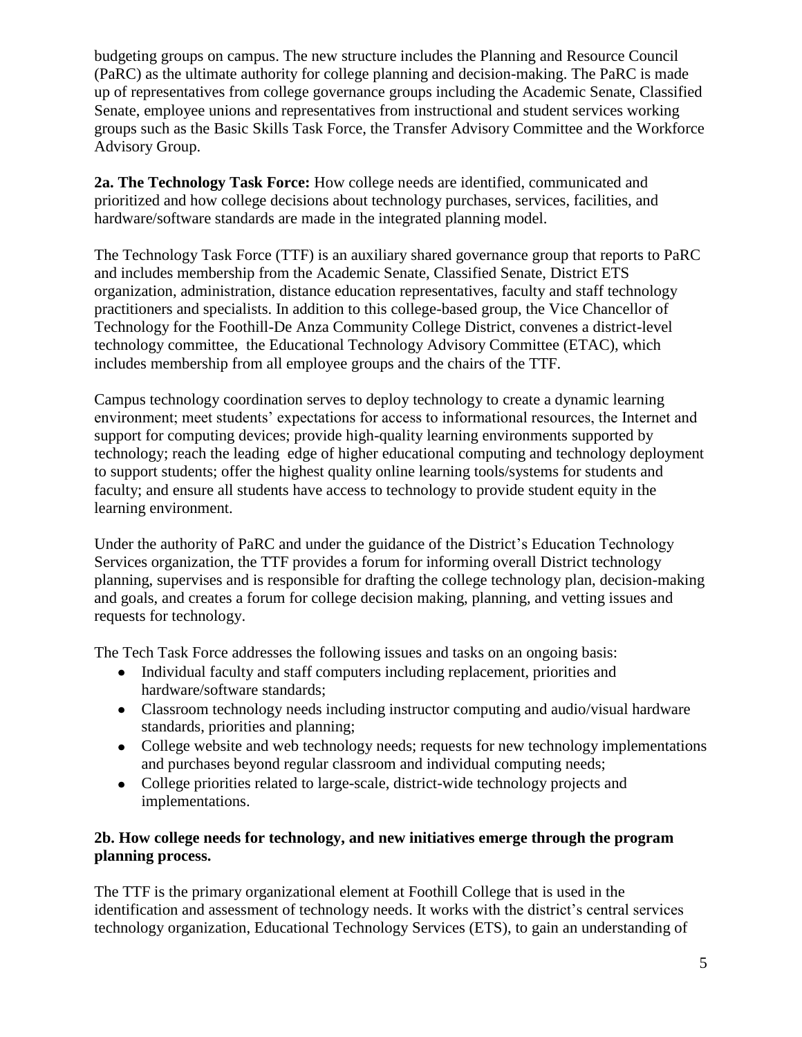budgeting groups on campus. The new structure includes the Planning and Resource Council (PaRC) as the ultimate authority for college planning and decision-making. The PaRC is made up of representatives from college governance groups including the Academic Senate, Classified Senate, employee unions and representatives from instructional and student services working groups such as the Basic Skills Task Force, the Transfer Advisory Committee and the Workforce Advisory Group.

**2a. The Technology Task Force:** How college needs are identified, communicated and prioritized and how college decisions about technology purchases, services, facilities, and hardware/software standards are made in the integrated planning model.

The Technology Task Force (TTF) is an auxiliary shared governance group that reports to PaRC and includes membership from the Academic Senate, Classified Senate, District ETS organization, administration, distance education representatives, faculty and staff technology practitioners and specialists. In addition to this college-based group, the Vice Chancellor of Technology for the Foothill-De Anza Community College District, convenes a district-level technology committee, the Educational Technology Advisory Committee (ETAC), which includes membership from all employee groups and the chairs of the TTF.

Campus technology coordination serves to deploy technology to create a dynamic learning environment; meet students' expectations for access to informational resources, the Internet and support for computing devices; provide high-quality learning environments supported by technology; reach the leading edge of higher educational computing and technology deployment to support students; offer the highest quality online learning tools/systems for students and faculty; and ensure all students have access to technology to provide student equity in the learning environment.

Under the authority of PaRC and under the guidance of the District's Education Technology Services organization, the TTF provides a forum for informing overall District technology planning, supervises and is responsible for drafting the college technology plan, decision-making and goals, and creates a forum for college decision making, planning, and vetting issues and requests for technology.

The Tech Task Force addresses the following issues and tasks on an ongoing basis:

- Individual faculty and staff computers including replacement, priorities and hardware/software standards;
- Classroom technology needs including instructor computing and audio/visual hardware standards, priorities and planning;
- College website and web technology needs; requests for new technology implementations and purchases beyond regular classroom and individual computing needs;
- College priorities related to large-scale, district-wide technology projects and implementations.

**2b. How college needs for technology, and new initiatives emerge through the program planning process.**

The TTF is the primary organizational element at Foothill College that is used in the identification and assessment of technology needs. It works with the district's central services technology organization, Educational Technology Services (ETS), to gain an understanding of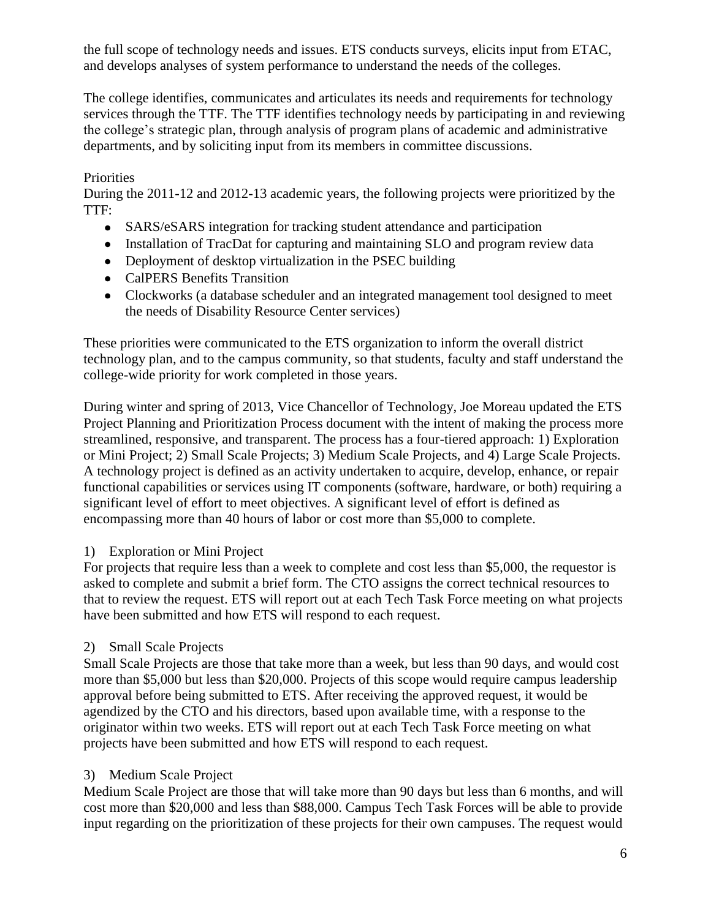the full scope of technology needs and issues. ETS conducts surveys, elicits input from ETAC, and develops analyses of system performance to understand the needs of the colleges.

The college identifies, communicates and articulates its needs and requirements for technology services through the TTF. The TTF identifies technology needs by participating in and reviewing the college's strategic plan, through analysis of program plans of academic and administrative departments, and by soliciting input from its members in committee discussions.

Priorities

During the 2011-12 and 2012-13 academic years, the following projects were prioritized by the TTF:

- SARS/eSARS integration for tracking student attendance and participation
- Installation of TracDat for capturing and maintaining SLO and program review data
- Deployment of desktop virtualization in the PSEC building
- CalPERS Benefits Transition
- Clockworks (a database scheduler and an integrated management tool designed to meet the needs of Disability Resource Center services)

These priorities were communicated to the ETS organization to inform the overall district technology plan, and to the campus community, so that students, faculty and staff understand the college-wide priority for work completed in those years.

During winter and spring of 2013, Vice Chancellor of Technology, Joe Moreau updated the ETS Project Planning and Prioritization Process document with the intent of making the process more streamlined, responsive, and transparent. The process has a four-tiered approach: 1) Exploration or Mini Project; 2) Small Scale Projects; 3) Medium Scale Projects, and 4) Large Scale Projects. A technology project is defined as an activity undertaken to acquire, develop, enhance, or repair functional capabilities or services using IT components (software, hardware, or both) requiring a significant level of effort to meet objectives. A significant level of effort is defined as encompassing more than 40 hours of labor or cost more than $5,000 to complete.

1) Exploration or Mini Project

For projects that require less than a week to complete and cost less than $5,000, the requestor is asked to complete and submit a brief form. The CTO assigns the correct technical resources to that to review the request. ETS will report out at each Tech Task Force meeting on what projects have been submitted and how ETS will respond to each request.

2) Small Scale Projects

Small Scale Projects are those that take more than a week, but less than 90 days, and would cost more than $5,000 but less than $20,000. Projects of this scope would require campus leadership approval before being submitted to ETS. After receiving the approved request, it would be agendized by the CTO and his directors, based upon available time, with a response to the originator within two weeks. ETS will report out at each Tech Task Force meeting on what projects have been submitted and how ETS will respond to each request.

3) Medium Scale Project

Medium Scale Project are those that will take more than 90 days but less than 6 months, and will cost more than $20,000 and less than $88,000. Campus Tech Task Forces will be able to provide input regarding on the prioritization of these projects for their own campuses. The request would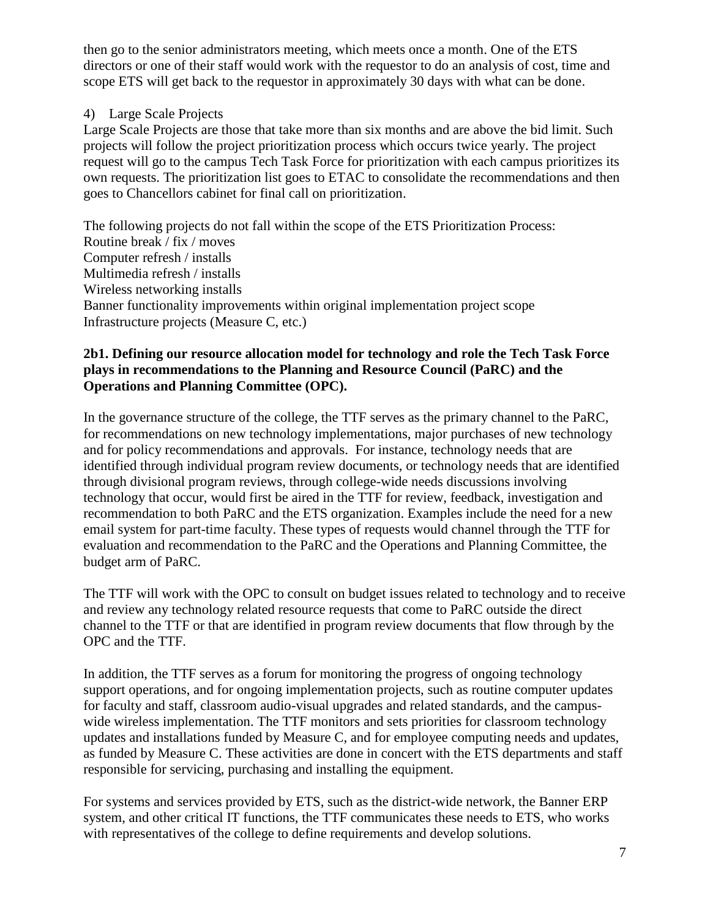then go to the senior administrators meeting, which meets once a month. One of the ETS directors or one of their staff would work with the requestor to do an analysis of cost, time and scope ETS will get back to the requestor in approximately 30 days with what can be done.

4) Large Scale Projects

Large Scale Projects are those that take more than six months and are above the bid limit. Such projects will follow the project prioritization process which occurs twice yearly. The project request will go to the campus Tech Task Force for prioritization with each campus prioritizes its own requests. The prioritization list goes to ETAC to consolidate the recommendations and then goes to Chancellors cabinet for final call on prioritization.

The following projects do not fall within the scope of the ETS Prioritization Process:
Routine break / fix / moves
Computer refresh / installs
Multimedia refresh / installs
Wireless networking installs
Banner functionality improvements within original implementation project scope
Infrastructure projects (Measure C, etc.)

**2b1. Defining our resource allocation model for technology and role the Tech Task Force plays in recommendations to the Planning and Resource Council (PaRC) and the Operations and Planning Committee (OPC).**

In the governance structure of the college, the TTF serves as the primary channel to the PaRC, for recommendations on new technology implementations, major purchases of new technology and for policy recommendations and approvals. For instance, technology needs that are identified through individual program review documents, or technology needs that are identified through divisional program reviews, through college-wide needs discussions involving technology that occur, would first be aired in the TTF for review, feedback, investigation and recommendation to both PaRC and the ETS organization. Examples include the need for a new email system for part-time faculty. These types of requests would channel through the TTF for evaluation and recommendation to the PaRC and the Operations and Planning Committee, the budget arm of PaRC.

The TTF will work with the OPC to consult on budget issues related to technology and to receive and review any technology related resource requests that come to PaRC outside the direct channel to the TTF or that are identified in program review documents that flow through by the OPC and the TTF.

In addition, the TTF serves as a forum for monitoring the progress of ongoing technology support operations, and for ongoing implementation projects, such as routine computer updates for faculty and staff, classroom audio-visual upgrades and related standards, and the campus-wide wireless implementation. The TTF monitors and sets priorities for classroom technology updates and installations funded by Measure C, and for employee computing needs and updates, as funded by Measure C. These activities are done in concert with the ETS departments and staff responsible for servicing, purchasing and installing the equipment.

For systems and services provided by ETS, such as the district-wide network, the Banner ERP system, and other critical IT functions, the TTF communicates these needs to ETS, who works with representatives of the college to define requirements and develop solutions.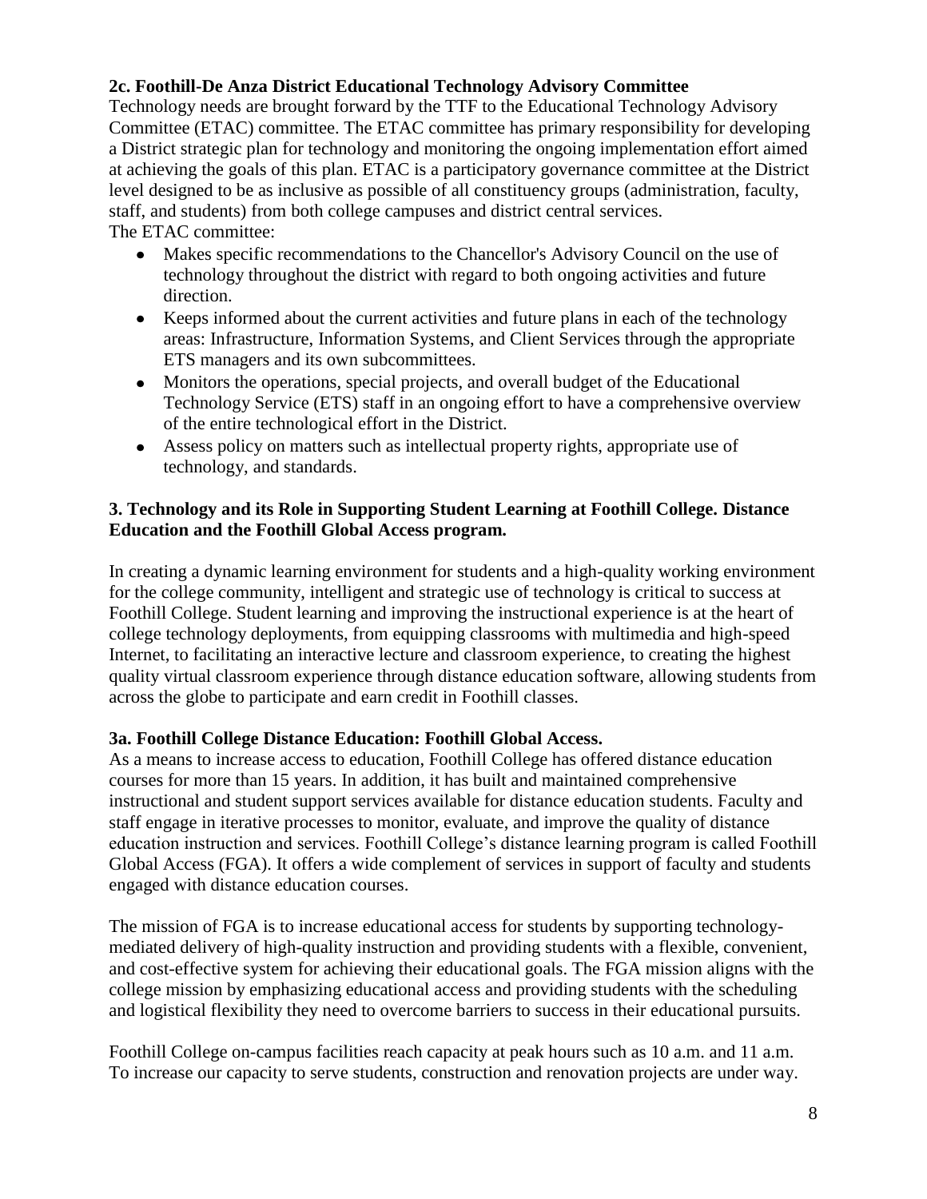### 2c. Foothill-De Anza District Educational Technology Advisory Committee

Technology needs are brought forward by the TTF to the Educational Technology Advisory Committee (ETAC) committee. The ETAC committee has primary responsibility for developing a District strategic plan for technology and monitoring the ongoing implementation effort aimed at achieving the goals of this plan. ETAC is a participatory governance committee at the District level designed to be as inclusive as possible of all constituency groups (administration, faculty, staff, and students) from both college campuses and district central services.

The ETAC committee:

- Makes specific recommendations to the Chancellor's Advisory Council on the use of technology throughout the district with regard to both ongoing activities and future direction.
- Keeps informed about the current activities and future plans in each of the technology areas: Infrastructure, Information Systems, and Client Services through the appropriate ETS managers and its own subcommittees.
- Monitors the operations, special projects, and overall budget of the Educational Technology Service (ETS) staff in an ongoing effort to have a comprehensive overview of the entire technological effort in the District.
- Assess policy on matters such as intellectual property rights, appropriate use of technology, and standards.

## 3. Technology and its Role in Supporting Student Learning at Foothill College. Distance Education and the Foothill Global Access program.

In creating a dynamic learning environment for students and a high-quality working environment for the college community, intelligent and strategic use of technology is critical to success at Foothill College. Student learning and improving the instructional experience is at the heart of college technology deployments, from equipping classrooms with multimedia and high-speed Internet, to facilitating an interactive lecture and classroom experience, to creating the highest quality virtual classroom experience through distance education software, allowing students from across the globe to participate and earn credit in Foothill classes.

### 3a. Foothill College Distance Education: Foothill Global Access.

As a means to increase access to education, Foothill College has offered distance education courses for more than 15 years. In addition, it has built and maintained comprehensive instructional and student support services available for distance education students. Faculty and staff engage in iterative processes to monitor, evaluate, and improve the quality of distance education instruction and services. Foothill College's distance learning program is called Foothill Global Access (FGA). It offers a wide complement of services in support of faculty and students engaged with distance education courses.

The mission of FGA is to increase educational access for students by supporting technology-mediated delivery of high-quality instruction and providing students with a flexible, convenient, and cost-effective system for achieving their educational goals. The FGA mission aligns with the college mission by emphasizing educational access and providing students with the scheduling and logistical flexibility they need to overcome barriers to success in their educational pursuits.

Foothill College on-campus facilities reach capacity at peak hours such as 10 a.m. and 11 a.m. To increase our capacity to serve students, construction and renovation projects are under way.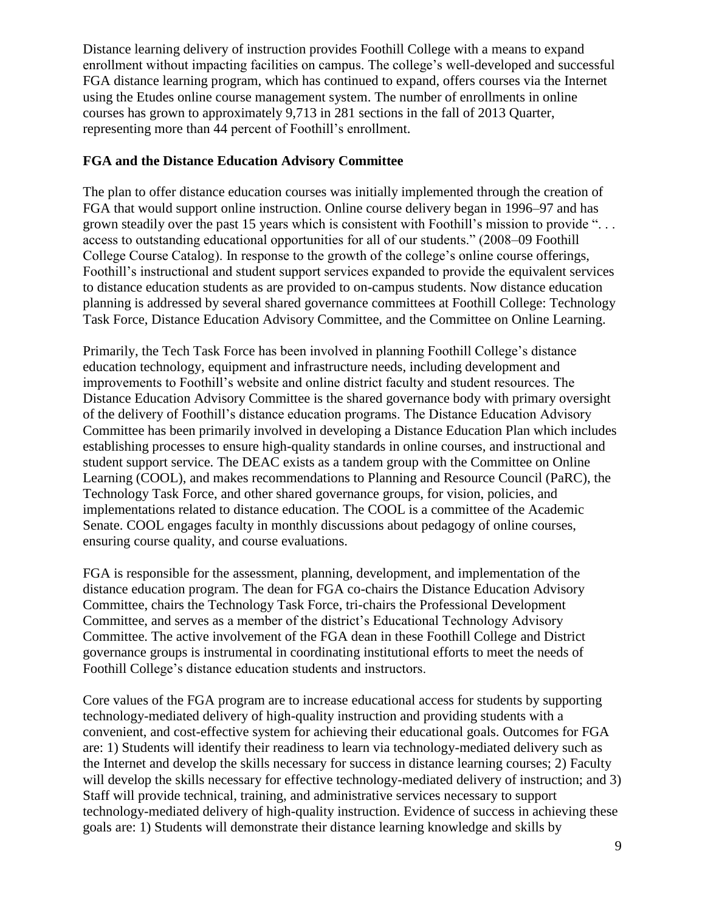Distance learning delivery of instruction provides Foothill College with a means to expand enrollment without impacting facilities on campus. The college's well-developed and successful FGA distance learning program, which has continued to expand, offers courses via the Internet using the Etudes online course management system. The number of enrollments in online courses has grown to approximately 9,713 in 281 sections in the fall of 2013 Quarter, representing more than 44 percent of Foothill's enrollment.

**FGA and the Distance Education Advisory Committee**

The plan to offer distance education courses was initially implemented through the creation of FGA that would support online instruction. Online course delivery began in 1996–97 and has grown steadily over the past 15 years which is consistent with Foothill's mission to provide ". . . access to outstanding educational opportunities for all of our students." (2008–09 Foothill College Course Catalog). In response to the growth of the college's online course offerings, Foothill's instructional and student support services expanded to provide the equivalent services to distance education students as are provided to on-campus students. Now distance education planning is addressed by several shared governance committees at Foothill College: Technology Task Force, Distance Education Advisory Committee, and the Committee on Online Learning.

Primarily, the Tech Task Force has been involved in planning Foothill College's distance education technology, equipment and infrastructure needs, including development and improvements to Foothill's website and online district faculty and student resources. The Distance Education Advisory Committee is the shared governance body with primary oversight of the delivery of Foothill's distance education programs. The Distance Education Advisory Committee has been primarily involved in developing a Distance Education Plan which includes establishing processes to ensure high-quality standards in online courses, and instructional and student support service. The DEAC exists as a tandem group with the Committee on Online Learning (COOL), and makes recommendations to Planning and Resource Council (PaRC), the Technology Task Force, and other shared governance groups, for vision, policies, and implementations related to distance education. The COOL is a committee of the Academic Senate. COOL engages faculty in monthly discussions about pedagogy of online courses, ensuring course quality, and course evaluations.

FGA is responsible for the assessment, planning, development, and implementation of the distance education program. The dean for FGA co-chairs the Distance Education Advisory Committee, chairs the Technology Task Force, tri-chairs the Professional Development Committee, and serves as a member of the district's Educational Technology Advisory Committee. The active involvement of the FGA dean in these Foothill College and District governance groups is instrumental in coordinating institutional efforts to meet the needs of Foothill College's distance education students and instructors.

Core values of the FGA program are to increase educational access for students by supporting technology-mediated delivery of high-quality instruction and providing students with a convenient, and cost-effective system for achieving their educational goals. Outcomes for FGA are: 1) Students will identify their readiness to learn via technology-mediated delivery such as the Internet and develop the skills necessary for success in distance learning courses; 2) Faculty will develop the skills necessary for effective technology-mediated delivery of instruction; and 3) Staff will provide technical, training, and administrative services necessary to support technology-mediated delivery of high-quality instruction. Evidence of success in achieving these goals are: 1) Students will demonstrate their distance learning knowledge and skills by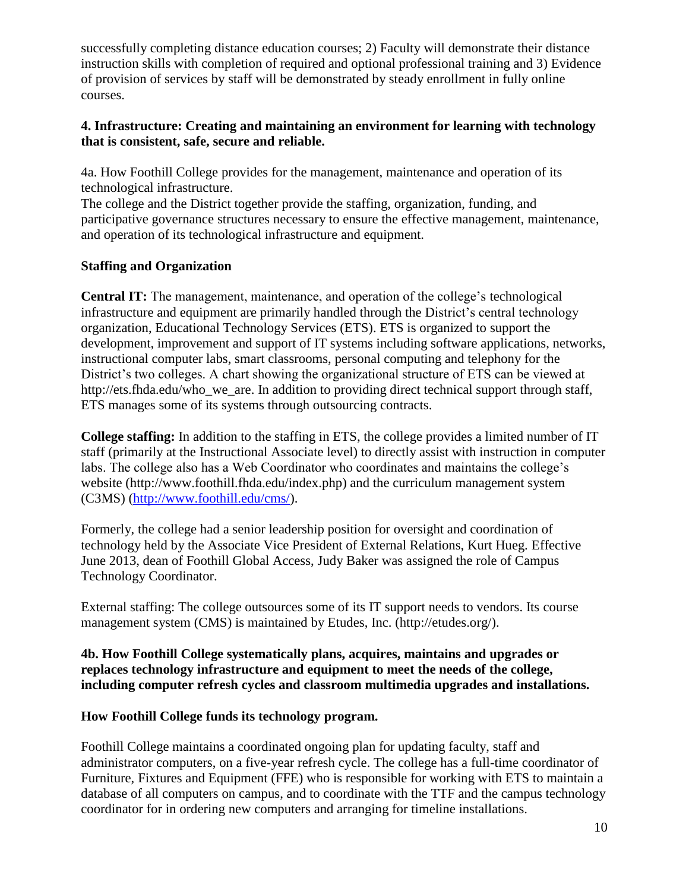successfully completing distance education courses; 2) Faculty will demonstrate their distance instruction skills with completion of required and optional professional training and 3) Evidence of provision of services by staff will be demonstrated by steady enrollment in fully online courses.

**4. Infrastructure: Creating and maintaining an environment for learning with technology that is consistent, safe, secure and reliable.**

4a. How Foothill College provides for the management, maintenance and operation of its technological infrastructure.
The college and the District together provide the staffing, organization, funding, and participative governance structures necessary to ensure the effective management, maintenance, and operation of its technological infrastructure and equipment.

**Staffing and Organization**

**Central IT:** The management, maintenance, and operation of the college's technological infrastructure and equipment are primarily handled through the District's central technology organization, Educational Technology Services (ETS). ETS is organized to support the development, improvement and support of IT systems including software applications, networks, instructional computer labs, smart classrooms, personal computing and telephony for the District's two colleges. A chart showing the organizational structure of ETS can be viewed at http://ets.fhda.edu/who_we_are. In addition to providing direct technical support through staff, ETS manages some of its systems through outsourcing contracts.

**College staffing:** In addition to the staffing in ETS, the college provides a limited number of IT staff (primarily at the Instructional Associate level) to directly assist with instruction in computer labs. The college also has a Web Coordinator who coordinates and maintains the college's website (http://www.foothill.fhda.edu/index.php) and the curriculum management system (C3MS) (http://www.foothill.edu/cms/).

Formerly, the college had a senior leadership position for oversight and coordination of technology held by the Associate Vice President of External Relations, Kurt Hueg. Effective June 2013, dean of Foothill Global Access, Judy Baker was assigned the role of Campus Technology Coordinator.

External staffing: The college outsources some of its IT support needs to vendors. Its course management system (CMS) is maintained by Etudes, Inc. (http://etudes.org/).

**4b. How Foothill College systematically plans, acquires, maintains and upgrades or replaces technology infrastructure and equipment to meet the needs of the college, including computer refresh cycles and classroom multimedia upgrades and installations.**

**How Foothill College funds its technology program.**

Foothill College maintains a coordinated ongoing plan for updating faculty, staff and administrator computers, on a five-year refresh cycle. The college has a full-time coordinator of Furniture, Fixtures and Equipment (FFE) who is responsible for working with ETS to maintain a database of all computers on campus, and to coordinate with the TTF and the campus technology coordinator for in ordering new computers and arranging for timeline installations.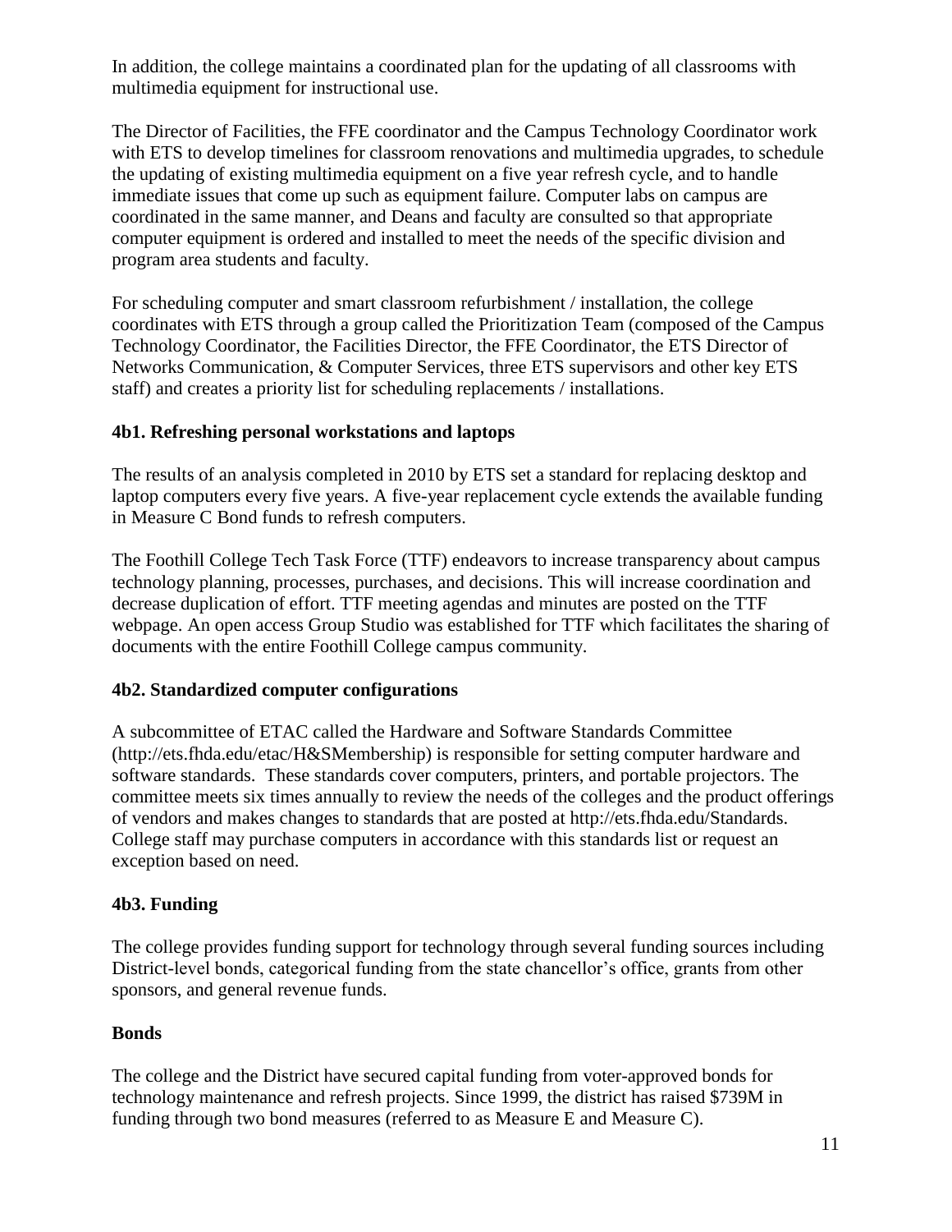In addition, the college maintains a coordinated plan for the updating of all classrooms with multimedia equipment for instructional use.

The Director of Facilities, the FFE coordinator and the Campus Technology Coordinator work with ETS to develop timelines for classroom renovations and multimedia upgrades, to schedule the updating of existing multimedia equipment on a five year refresh cycle, and to handle immediate issues that come up such as equipment failure. Computer labs on campus are coordinated in the same manner, and Deans and faculty are consulted so that appropriate computer equipment is ordered and installed to meet the needs of the specific division and program area students and faculty.

For scheduling computer and smart classroom refurbishment / installation, the college coordinates with ETS through a group called the Prioritization Team (composed of the Campus Technology Coordinator, the Facilities Director, the FFE Coordinator, the ETS Director of Networks Communication, & Computer Services, three ETS supervisors and other key ETS staff) and creates a priority list for scheduling replacements / installations.

**4b1. Refreshing personal workstations and laptops**

The results of an analysis completed in 2010 by ETS set a standard for replacing desktop and laptop computers every five years. A five-year replacement cycle extends the available funding in Measure C Bond funds to refresh computers.

The Foothill College Tech Task Force (TTF) endeavors to increase transparency about campus technology planning, processes, purchases, and decisions. This will increase coordination and decrease duplication of effort. TTF meeting agendas and minutes are posted on the TTF webpage. An open access Group Studio was established for TTF which facilitates the sharing of documents with the entire Foothill College campus community.

**4b2. Standardized computer configurations**

A subcommittee of ETAC called the Hardware and Software Standards Committee (http://ets.fhda.edu/etac/H&SMembership) is responsible for setting computer hardware and software standards. These standards cover computers, printers, and portable projectors. The committee meets six times annually to review the needs of the colleges and the product offerings of vendors and makes changes to standards that are posted at http://ets.fhda.edu/Standards. College staff may purchase computers in accordance with this standards list or request an exception based on need.

**4b3. Funding**

The college provides funding support for technology through several funding sources including District-level bonds, categorical funding from the state chancellor's office, grants from other sponsors, and general revenue funds.

**Bonds**

The college and the District have secured capital funding from voter-approved bonds for technology maintenance and refresh projects. Since 1999, the district has raised $739M in funding through two bond measures (referred to as Measure E and Measure C).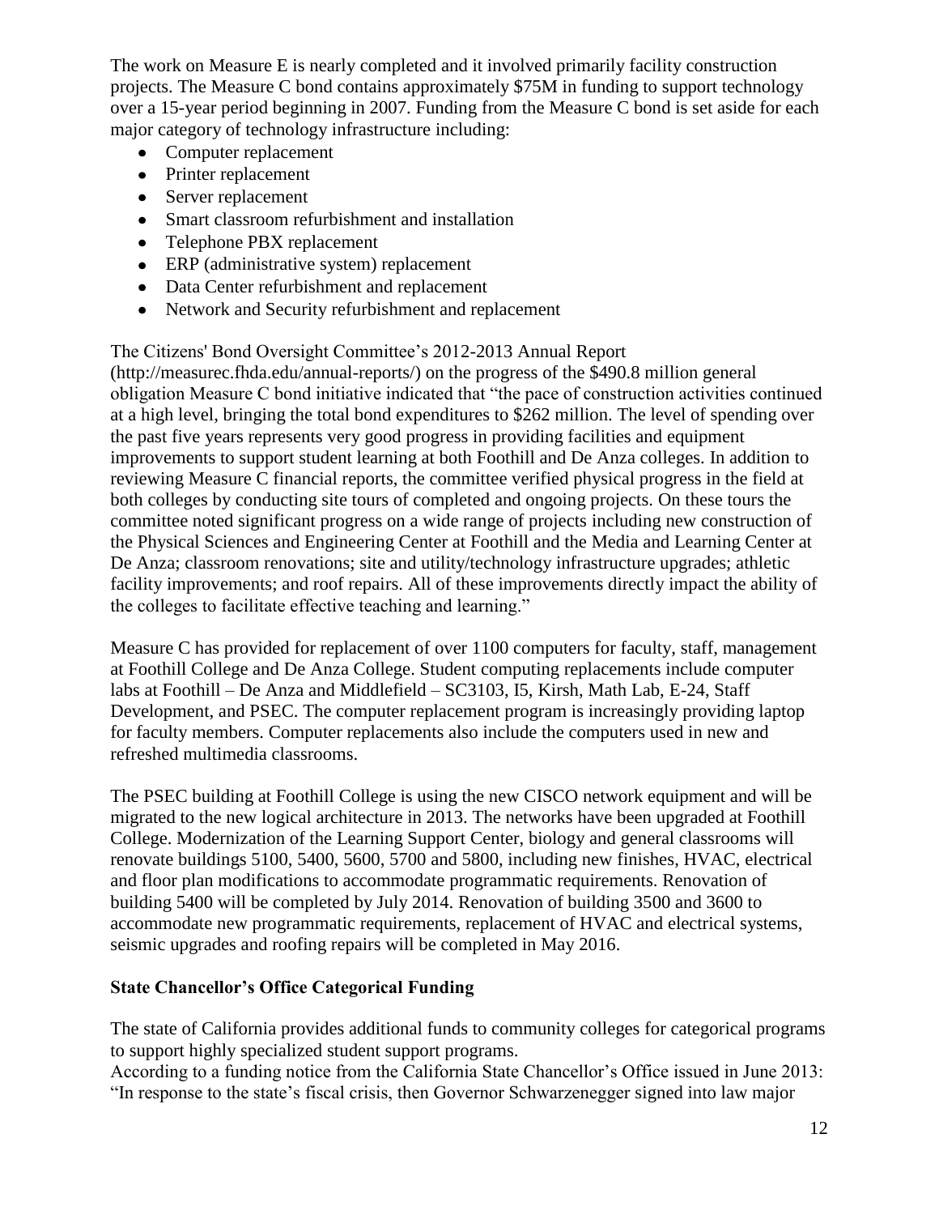The work on Measure E is nearly completed and it involved primarily facility construction projects. The Measure C bond contains approximately $75M in funding to support technology over a 15-year period beginning in 2007. Funding from the Measure C bond is set aside for each major category of technology infrastructure including:

- Computer replacement
- Printer replacement
- Server replacement
- Smart classroom refurbishment and installation
- Telephone PBX replacement
- ERP (administrative system) replacement
- Data Center refurbishment and replacement
- Network and Security refurbishment and replacement

The Citizens' Bond Oversight Committee's 2012-2013 Annual Report (http://measurec.fhda.edu/annual-reports/) on the progress of the $490.8 million general obligation Measure C bond initiative indicated that "the pace of construction activities continued at a high level, bringing the total bond expenditures to $262 million. The level of spending over the past five years represents very good progress in providing facilities and equipment improvements to support student learning at both Foothill and De Anza colleges. In addition to reviewing Measure C financial reports, the committee verified physical progress in the field at both colleges by conducting site tours of completed and ongoing projects. On these tours the committee noted significant progress on a wide range of projects including new construction of the Physical Sciences and Engineering Center at Foothill and the Media and Learning Center at De Anza; classroom renovations; site and utility/technology infrastructure upgrades; athletic facility improvements; and roof repairs. All of these improvements directly impact the ability of the colleges to facilitate effective teaching and learning."

Measure C has provided for replacement of over 1100 computers for faculty, staff, management at Foothill College and De Anza College. Student computing replacements include computer labs at Foothill – De Anza and Middlefield – SC3103, I5, Kirsh, Math Lab, E-24, Staff Development, and PSEC. The computer replacement program is increasingly providing laptop for faculty members. Computer replacements also include the computers used in new and refreshed multimedia classrooms.

The PSEC building at Foothill College is using the new CISCO network equipment and will be migrated to the new logical architecture in 2013. The networks have been upgraded at Foothill College. Modernization of the Learning Support Center, biology and general classrooms will renovate buildings 5100, 5400, 5600, 5700 and 5800, including new finishes, HVAC, electrical and floor plan modifications to accommodate programmatic requirements. Renovation of building 5400 will be completed by July 2014. Renovation of building 3500 and 3600 to accommodate new programmatic requirements, replacement of HVAC and electrical systems, seismic upgrades and roofing repairs will be completed in May 2016.

**State Chancellor's Office Categorical Funding**

The state of California provides additional funds to community colleges for categorical programs to support highly specialized student support programs.
According to a funding notice from the California State Chancellor's Office issued in June 2013: "In response to the state's fiscal crisis, then Governor Schwarzenegger signed into law major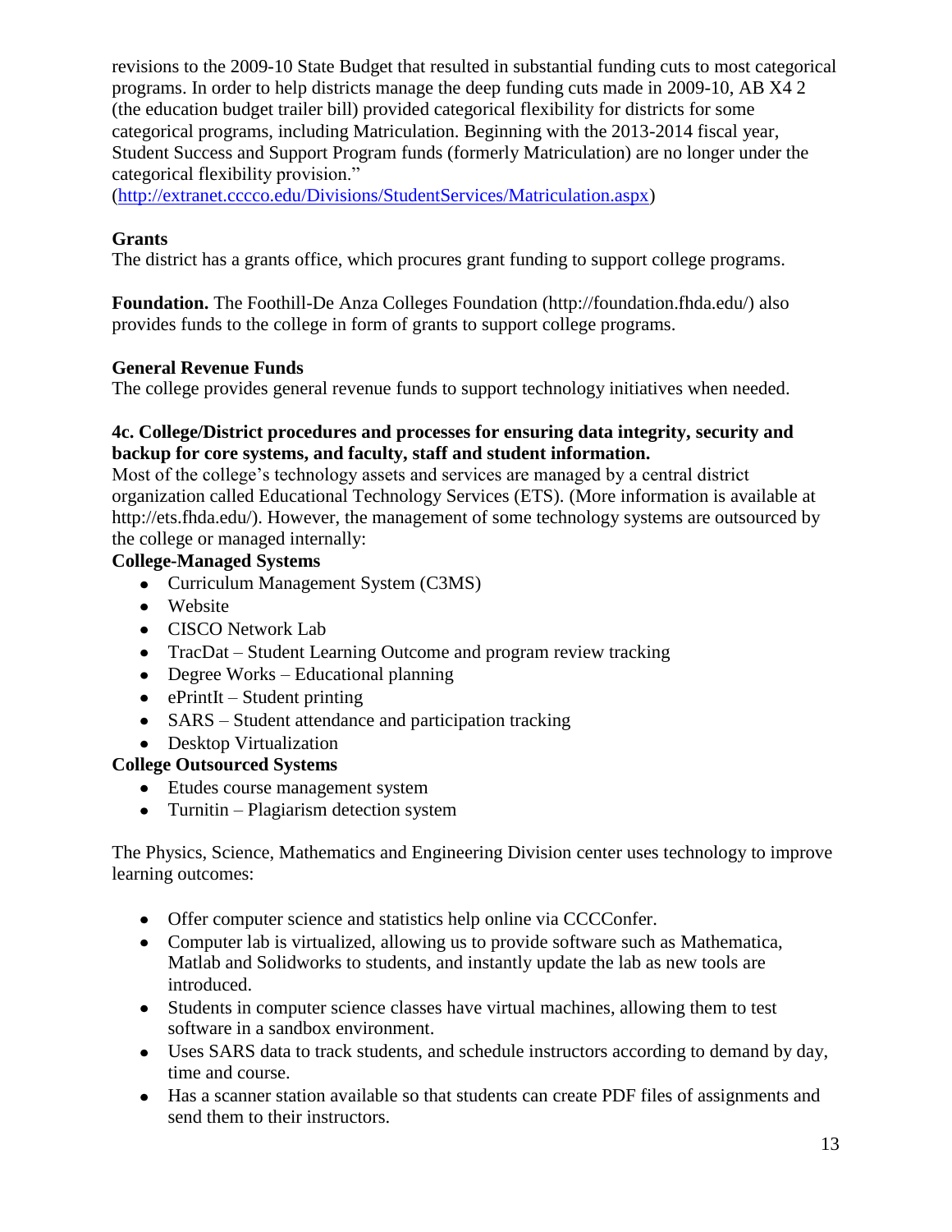revisions to the 2009-10 State Budget that resulted in substantial funding cuts to most categorical programs. In order to help districts manage the deep funding cuts made in 2009-10, AB X4 2 (the education budget trailer bill) provided categorical flexibility for districts for some categorical programs, including Matriculation. Beginning with the 2013-2014 fiscal year, Student Success and Support Program funds (formerly Matriculation) are no longer under the categorical flexibility provision."
(http://extranet.cccco.edu/Divisions/StudentServices/Matriculation.aspx)

**Grants**
The district has a grants office, which procures grant funding to support college programs.

**Foundation.** The Foothill-De Anza Colleges Foundation (http://foundation.fhda.edu/) also provides funds to the college in form of grants to support college programs.

**General Revenue Funds**
The college provides general revenue funds to support technology initiatives when needed.

**4c. College/District procedures and processes for ensuring data integrity, security and backup for core systems, and faculty, staff and student information.**
Most of the college's technology assets and services are managed by a central district organization called Educational Technology Services (ETS). (More information is available at http://ets.fhda.edu/). However, the management of some technology systems are outsourced by the college or managed internally:

**College-Managed Systems**

- Curriculum Management System (C3MS)
- Website
- CISCO Network Lab
- TracDat – Student Learning Outcome and program review tracking
- Degree Works – Educational planning
- ePrintIt – Student printing
- SARS – Student attendance and participation tracking
- Desktop Virtualization

**College Outsourced Systems**

- Etudes course management system
- Turnitin – Plagiarism detection system

The Physics, Science, Mathematics and Engineering Division center uses technology to improve learning outcomes:

- Offer computer science and statistics help online via CCCConfer.
- Computer lab is virtualized, allowing us to provide software such as Mathematica, Matlab and Solidworks to students, and instantly update the lab as new tools are introduced.
- Students in computer science classes have virtual machines, allowing them to test software in a sandbox environment.
- Uses SARS data to track students, and schedule instructors according to demand by day, time and course.
- Has a scanner station available so that students can create PDF files of assignments and send them to their instructors.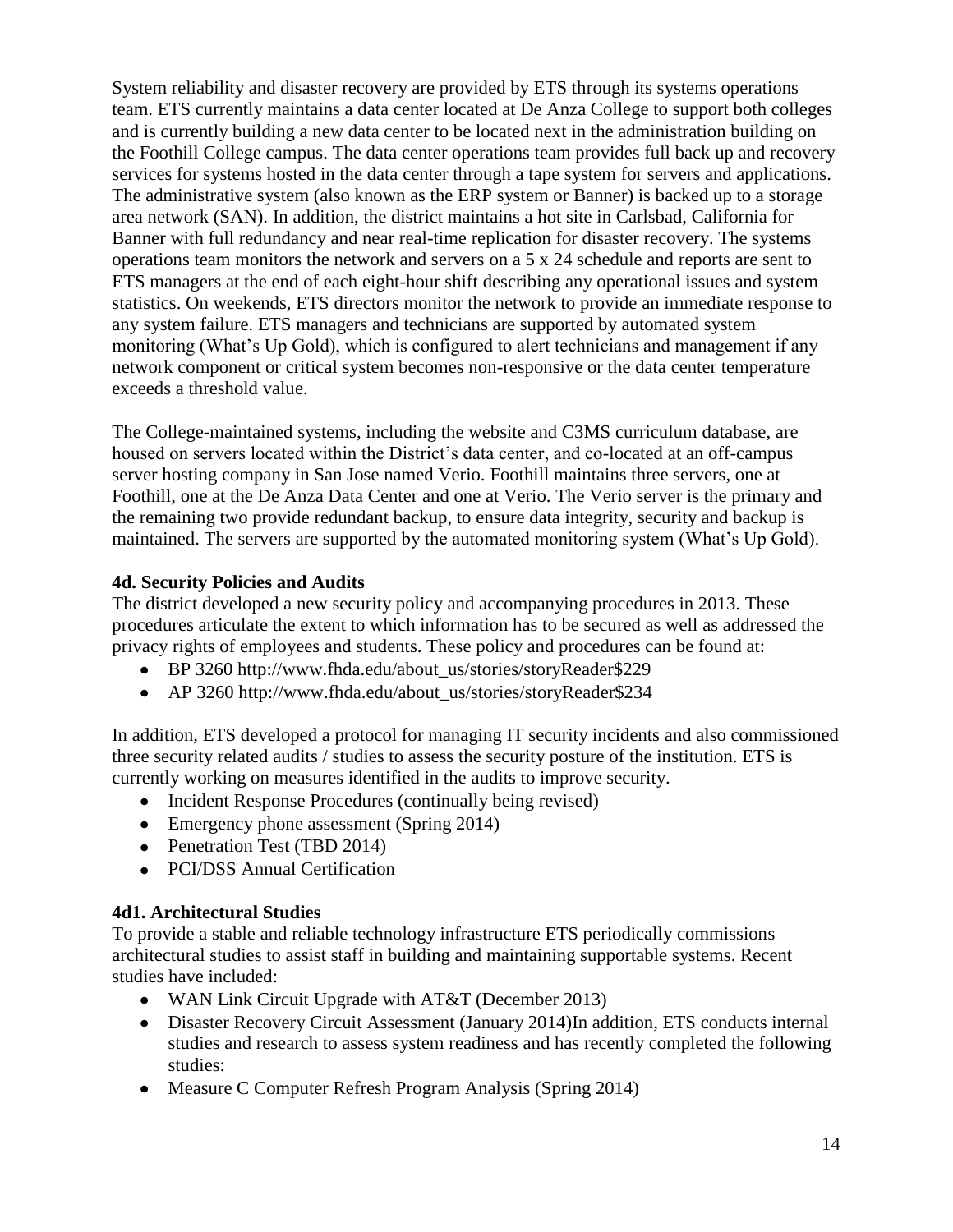System reliability and disaster recovery are provided by ETS through its systems operations team. ETS currently maintains a data center located at De Anza College to support both colleges and is currently building a new data center to be located next in the administration building on the Foothill College campus. The data center operations team provides full back up and recovery services for systems hosted in the data center through a tape system for servers and applications. The administrative system (also known as the ERP system or Banner) is backed up to a storage area network (SAN). In addition, the district maintains a hot site in Carlsbad, California for Banner with full redundancy and near real-time replication for disaster recovery. The systems operations team monitors the network and servers on a 5 x 24 schedule and reports are sent to ETS managers at the end of each eight-hour shift describing any operational issues and system statistics. On weekends, ETS directors monitor the network to provide an immediate response to any system failure. ETS managers and technicians are supported by automated system monitoring (What's Up Gold), which is configured to alert technicians and management if any network component or critical system becomes non-responsive or the data center temperature exceeds a threshold value.

The College-maintained systems, including the website and C3MS curriculum database, are housed on servers located within the District's data center, and co-located at an off-campus server hosting company in San Jose named Verio. Foothill maintains three servers, one at Foothill, one at the De Anza Data Center and one at Verio. The Verio server is the primary and the remaining two provide redundant backup, to ensure data integrity, security and backup is maintained. The servers are supported by the automated monitoring system (What's Up Gold).

### 4d. Security Policies and Audits

The district developed a new security policy and accompanying procedures in 2013. These procedures articulate the extent to which information has to be secured as well as addressed the privacy rights of employees and students. These policy and procedures can be found at:

- BP 3260 http://www.fhda.edu/about_us/stories/storyReader$229
- AP 3260 http://www.fhda.edu/about_us/stories/storyReader$234

In addition, ETS developed a protocol for managing IT security incidents and also commissioned three security related audits / studies to assess the security posture of the institution. ETS is currently working on measures identified in the audits to improve security.

- Incident Response Procedures (continually being revised)
- Emergency phone assessment (Spring 2014)
- Penetration Test (TBD 2014)
- PCI/DSS Annual Certification

### 4d1. Architectural Studies

To provide a stable and reliable technology infrastructure ETS periodically commissions architectural studies to assist staff in building and maintaining supportable systems. Recent studies have included:

- WAN Link Circuit Upgrade with AT&T (December 2013)
- Disaster Recovery Circuit Assessment (January 2014)In addition, ETS conducts internal studies and research to assess system readiness and has recently completed the following studies:
- Measure C Computer Refresh Program Analysis (Spring 2014)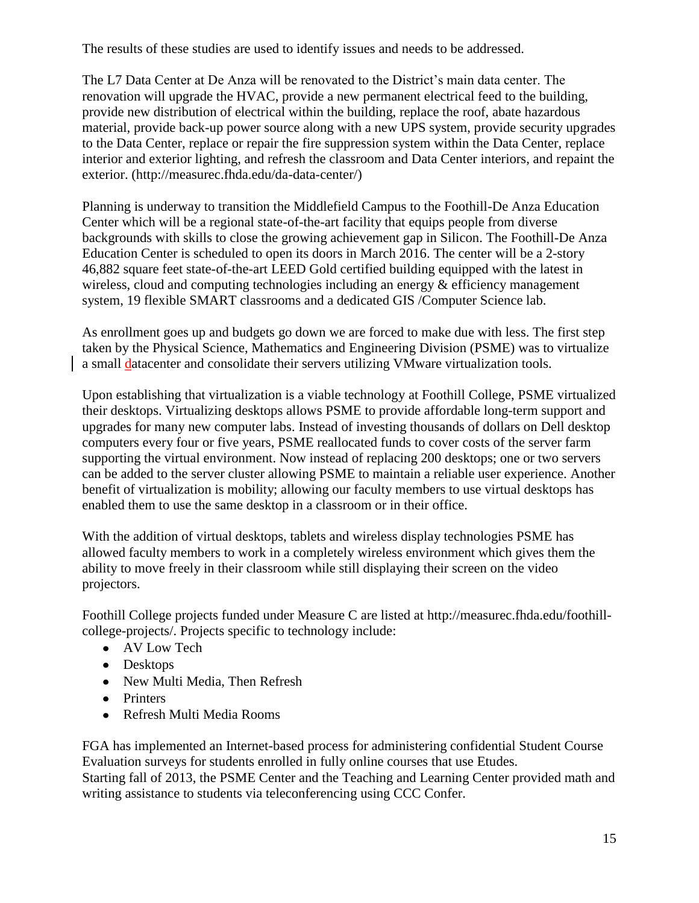The results of these studies are used to identify issues and needs to be addressed.

The L7 Data Center at De Anza will be renovated to the District's main data center. The renovation will upgrade the HVAC, provide a new permanent electrical feed to the building, provide new distribution of electrical within the building, replace the roof, abate hazardous material, provide back-up power source along with a new UPS system, provide security upgrades to the Data Center, replace or repair the fire suppression system within the Data Center, replace interior and exterior lighting, and refresh the classroom and Data Center interiors, and repaint the exterior. (http://measurec.fhda.edu/da-data-center/)

Planning is underway to transition the Middlefield Campus to the Foothill-De Anza Education Center which will be a regional state-of-the-art facility that equips people from diverse backgrounds with skills to close the growing achievement gap in Silicon. The Foothill-De Anza Education Center is scheduled to open its doors in March 2016. The center will be a 2-story 46,882 square feet state-of-the-art LEED Gold certified building equipped with the latest in wireless, cloud and computing technologies including an energy & efficiency management system, 19 flexible SMART classrooms and a dedicated GIS /Computer Science lab.

As enrollment goes up and budgets go down we are forced to make due with less. The first step taken by the Physical Science, Mathematics and Engineering Division (PSME) was to virtualize a small datacenter and consolidate their servers utilizing VMware virtualization tools.

Upon establishing that virtualization is a viable technology at Foothill College, PSME virtualized their desktops. Virtualizing desktops allows PSME to provide affordable long-term support and upgrades for many new computer labs. Instead of investing thousands of dollars on Dell desktop computers every four or five years, PSME reallocated funds to cover costs of the server farm supporting the virtual environment. Now instead of replacing 200 desktops; one or two servers can be added to the server cluster allowing PSME to maintain a reliable user experience. Another benefit of virtualization is mobility; allowing our faculty members to use virtual desktops has enabled them to use the same desktop in a classroom or in their office.

With the addition of virtual desktops, tablets and wireless display technologies PSME has allowed faculty members to work in a completely wireless environment which gives them the ability to move freely in their classroom while still displaying their screen on the video projectors.

Foothill College projects funded under Measure C are listed at http://measurec.fhda.edu/foothill-college-projects/. Projects specific to technology include:

- AV Low Tech
- Desktops
- New Multi Media, Then Refresh
- Printers
- Refresh Multi Media Rooms

FGA has implemented an Internet-based process for administering confidential Student Course Evaluation surveys for students enrolled in fully online courses that use Etudes.
Starting fall of 2013, the PSME Center and the Teaching and Learning Center provided math and writing assistance to students via teleconferencing using CCC Confer.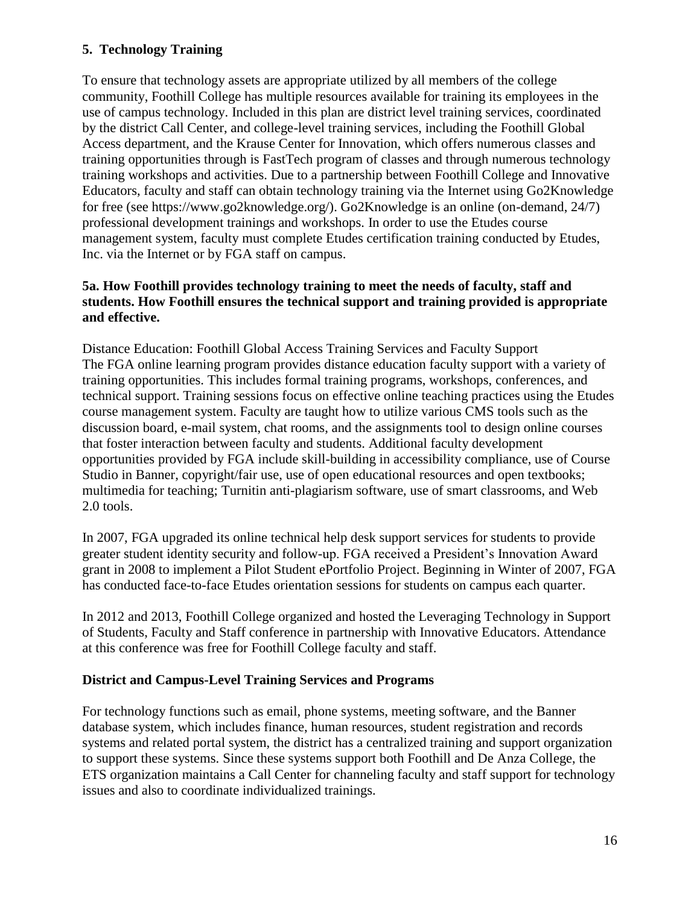## 5. Technology Training

To ensure that technology assets are appropriate utilized by all members of the college community, Foothill College has multiple resources available for training its employees in the use of campus technology. Included in this plan are district level training services, coordinated by the district Call Center, and college-level training services, including the Foothill Global Access department, and the Krause Center for Innovation, which offers numerous classes and training opportunities through is FastTech program of classes and through numerous technology training workshops and activities. Due to a partnership between Foothill College and Innovative Educators, faculty and staff can obtain technology training via the Internet using Go2Knowledge for free (see https://www.go2knowledge.org/). Go2Knowledge is an online (on-demand, 24/7) professional development trainings and workshops. In order to use the Etudes course management system, faculty must complete Etudes certification training conducted by Etudes, Inc. via the Internet or by FGA staff on campus.

### 5a. How Foothill provides technology training to meet the needs of faculty, staff and students. How Foothill ensures the technical support and training provided is appropriate and effective.

Distance Education: Foothill Global Access Training Services and Faculty Support
The FGA online learning program provides distance education faculty support with a variety of training opportunities. This includes formal training programs, workshops, conferences, and technical support. Training sessions focus on effective online teaching practices using the Etudes course management system. Faculty are taught how to utilize various CMS tools such as the discussion board, e-mail system, chat rooms, and the assignments tool to design online courses that foster interaction between faculty and students. Additional faculty development opportunities provided by FGA include skill-building in accessibility compliance, use of Course Studio in Banner, copyright/fair use, use of open educational resources and open textbooks; multimedia for teaching; Turnitin anti-plagiarism software, use of smart classrooms, and Web 2.0 tools.

In 2007, FGA upgraded its online technical help desk support services for students to provide greater student identity security and follow-up. FGA received a President's Innovation Award grant in 2008 to implement a Pilot Student ePortfolio Project. Beginning in Winter of 2007, FGA has conducted face-to-face Etudes orientation sessions for students on campus each quarter.

In 2012 and 2013, Foothill College organized and hosted the Leveraging Technology in Support of Students, Faculty and Staff conference in partnership with Innovative Educators. Attendance at this conference was free for Foothill College faculty and staff.

### District and Campus-Level Training Services and Programs

For technology functions such as email, phone systems, meeting software, and the Banner database system, which includes finance, human resources, student registration and records systems and related portal system, the district has a centralized training and support organization to support these systems. Since these systems support both Foothill and De Anza College, the ETS organization maintains a Call Center for channeling faculty and staff support for technology issues and also to coordinate individualized trainings.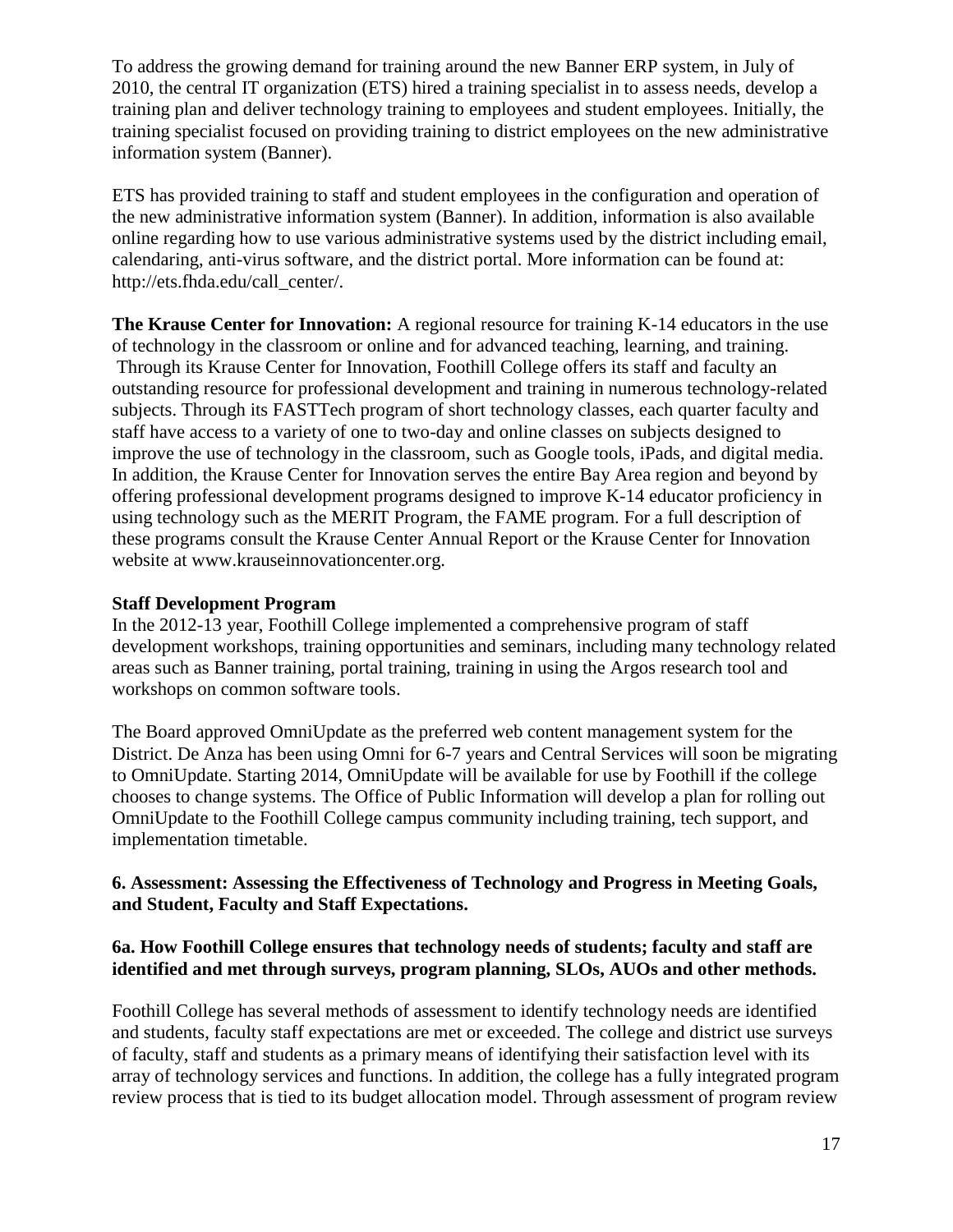To address the growing demand for training around the new Banner ERP system, in July of 2010, the central IT organization (ETS) hired a training specialist in to assess needs, develop a training plan and deliver technology training to employees and student employees. Initially, the training specialist focused on providing training to district employees on the new administrative information system (Banner).

ETS has provided training to staff and student employees in the configuration and operation of the new administrative information system (Banner). In addition, information is also available online regarding how to use various administrative systems used by the district including email, calendaring, anti-virus software, and the district portal. More information can be found at: http://ets.fhda.edu/call_center/.

**The Krause Center for Innovation:** A regional resource for training K-14 educators in the use of technology in the classroom or online and for advanced teaching, learning, and training. Through its Krause Center for Innovation, Foothill College offers its staff and faculty an outstanding resource for professional development and training in numerous technology-related subjects. Through its FASTTech program of short technology classes, each quarter faculty and staff have access to a variety of one to two-day and online classes on subjects designed to improve the use of technology in the classroom, such as Google tools, iPads, and digital media. In addition, the Krause Center for Innovation serves the entire Bay Area region and beyond by offering professional development programs designed to improve K-14 educator proficiency in using technology such as the MERIT Program, the FAME program. For a full description of these programs consult the Krause Center Annual Report or the Krause Center for Innovation website at www.krauseinnovationcenter.org.

**Staff Development Program**

In the 2012-13 year, Foothill College implemented a comprehensive program of staff development workshops, training opportunities and seminars, including many technology related areas such as Banner training, portal training, training in using the Argos research tool and workshops on common software tools.

The Board approved OmniUpdate as the preferred web content management system for the District. De Anza has been using Omni for 6-7 years and Central Services will soon be migrating to OmniUpdate. Starting 2014, OmniUpdate will be available for use by Foothill if the college chooses to change systems. The Office of Public Information will develop a plan for rolling out OmniUpdate to the Foothill College campus community including training, tech support, and implementation timetable.

## 6. Assessment: Assessing the Effectiveness of Technology and Progress in Meeting Goals, and Student, Faculty and Staff Expectations.

### 6a. How Foothill College ensures that technology needs of students; faculty and staff are identified and met through surveys, program planning, SLOs, AUOs and other methods.

Foothill College has several methods of assessment to identify technology needs are identified and students, faculty staff expectations are met or exceeded. The college and district use surveys of faculty, staff and students as a primary means of identifying their satisfaction level with its array of technology services and functions. In addition, the college has a fully integrated program review process that is tied to its budget allocation model. Through assessment of program review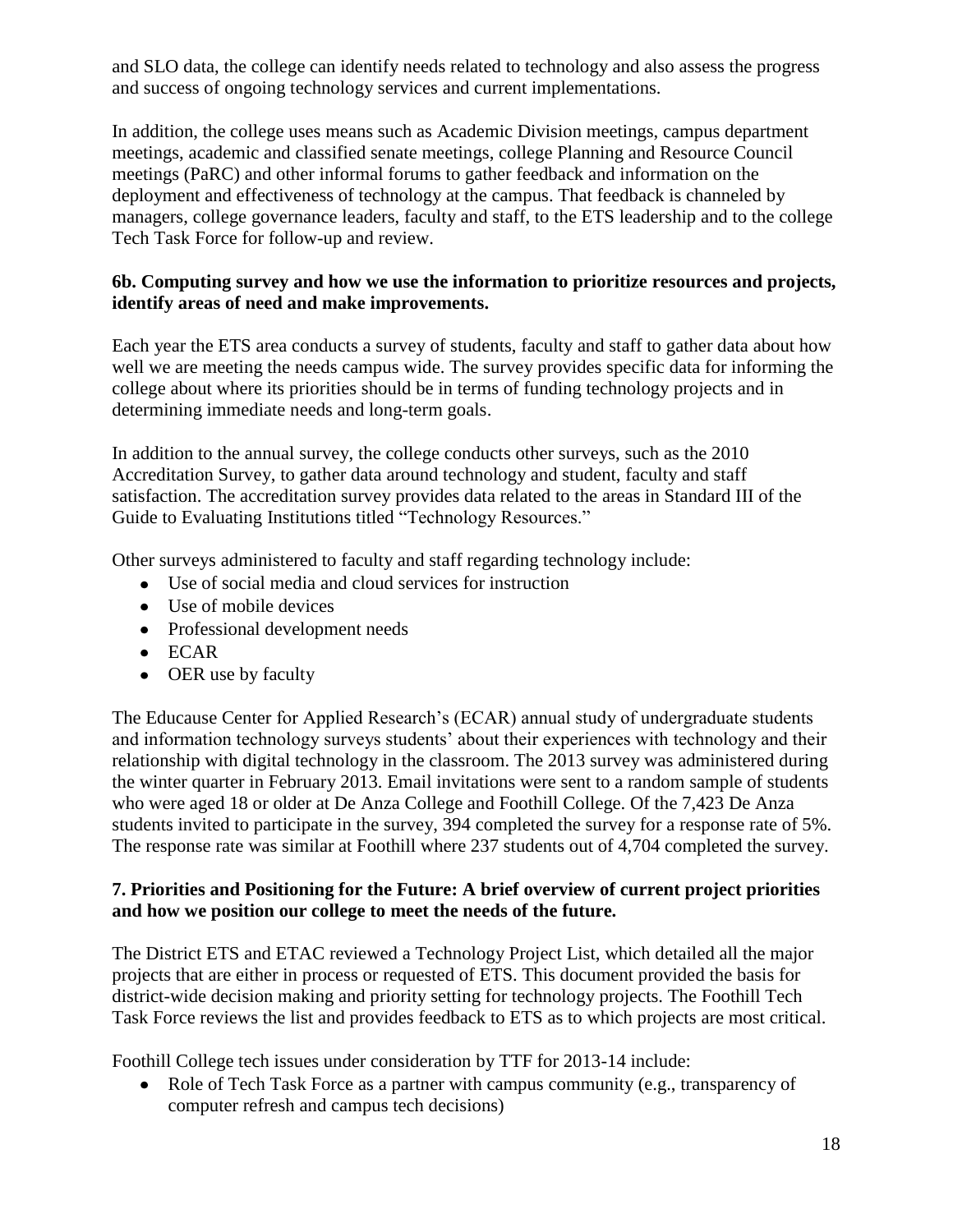and SLO data, the college can identify needs related to technology and also assess the progress and success of ongoing technology services and current implementations.

In addition, the college uses means such as Academic Division meetings, campus department meetings, academic and classified senate meetings, college Planning and Resource Council meetings (PaRC) and other informal forums to gather feedback and information on the deployment and effectiveness of technology at the campus. That feedback is channeled by managers, college governance leaders, faculty and staff, to the ETS leadership and to the college Tech Task Force for follow-up and review.

**6b. Computing survey and how we use the information to prioritize resources and projects, identify areas of need and make improvements.**

Each year the ETS area conducts a survey of students, faculty and staff to gather data about how well we are meeting the needs campus wide. The survey provides specific data for informing the college about where its priorities should be in terms of funding technology projects and in determining immediate needs and long-term goals.

In addition to the annual survey, the college conducts other surveys, such as the 2010 Accreditation Survey, to gather data around technology and student, faculty and staff satisfaction. The accreditation survey provides data related to the areas in Standard III of the Guide to Evaluating Institutions titled "Technology Resources."

Other surveys administered to faculty and staff regarding technology include:

- Use of social media and cloud services for instruction
- Use of mobile devices
- Professional development needs
- ECAR
- OER use by faculty

The Educause Center for Applied Research's (ECAR) annual study of undergraduate students and information technology surveys students' about their experiences with technology and their relationship with digital technology in the classroom. The 2013 survey was administered during the winter quarter in February 2013. Email invitations were sent to a random sample of students who were aged 18 or older at De Anza College and Foothill College. Of the 7,423 De Anza students invited to participate in the survey, 394 completed the survey for a response rate of 5%. The response rate was similar at Foothill where 237 students out of 4,704 completed the survey.

**7. Priorities and Positioning for the Future: A brief overview of current project priorities and how we position our college to meet the needs of the future.**

The District ETS and ETAC reviewed a Technology Project List, which detailed all the major projects that are either in process or requested of ETS. This document provided the basis for district-wide decision making and priority setting for technology projects. The Foothill Tech Task Force reviews the list and provides feedback to ETS as to which projects are most critical.

Foothill College tech issues under consideration by TTF for 2013-14 include:

- Role of Tech Task Force as a partner with campus community (e.g., transparency of computer refresh and campus tech decisions)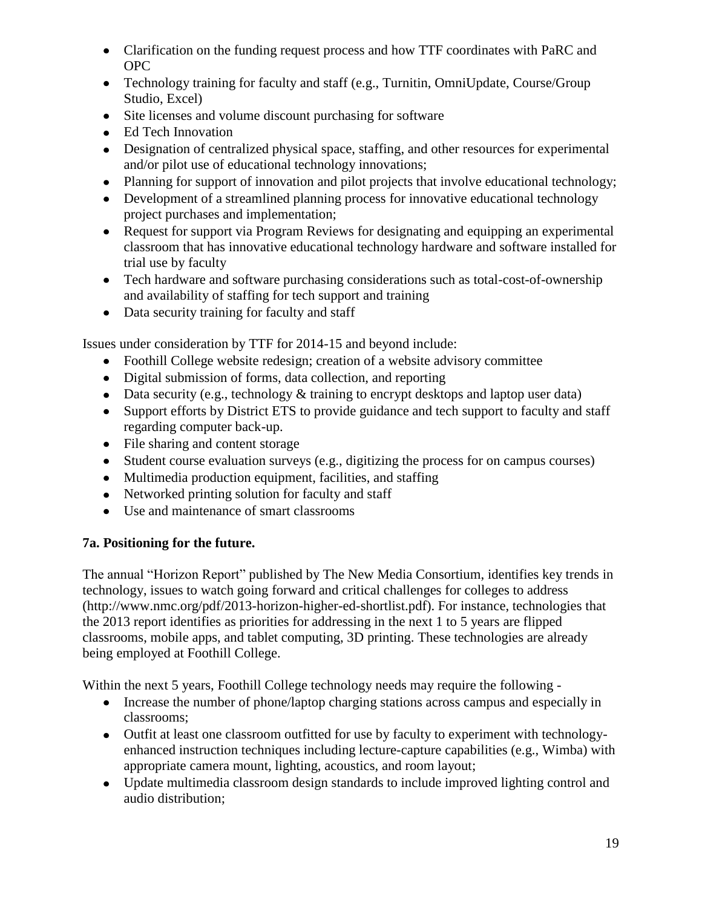- Clarification on the funding request process and how TTF coordinates with PaRC and OPC
- Technology training for faculty and staff (e.g., Turnitin, OmniUpdate, Course/Group Studio, Excel)
- Site licenses and volume discount purchasing for software
- Ed Tech Innovation
- Designation of centralized physical space, staffing, and other resources for experimental and/or pilot use of educational technology innovations;
- Planning for support of innovation and pilot projects that involve educational technology;
- Development of a streamlined planning process for innovative educational technology project purchases and implementation;
- Request for support via Program Reviews for designating and equipping an experimental classroom that has innovative educational technology hardware and software installed for trial use by faculty
- Tech hardware and software purchasing considerations such as total-cost-of-ownership and availability of staffing for tech support and training
- Data security training for faculty and staff

Issues under consideration by TTF for 2014-15 and beyond include:

- Foothill College website redesign; creation of a website advisory committee
- Digital submission of forms, data collection, and reporting
- Data security (e.g., technology & training to encrypt desktops and laptop user data)
- Support efforts by District ETS to provide guidance and tech support to faculty and staff regarding computer back-up.
- File sharing and content storage
- Student course evaluation surveys (e.g., digitizing the process for on campus courses)
- Multimedia production equipment, facilities, and staffing
- Networked printing solution for faculty and staff
- Use and maintenance of smart classrooms

**7a. Positioning for the future.**

The annual "Horizon Report" published by The New Media Consortium, identifies key trends in technology, issues to watch going forward and critical challenges for colleges to address (http://www.nmc.org/pdf/2013-horizon-higher-ed-shortlist.pdf). For instance, technologies that the 2013 report identifies as priorities for addressing in the next 1 to 5 years are flipped classrooms, mobile apps, and tablet computing, 3D printing. These technologies are already being employed at Foothill College.

Within the next 5 years, Foothill College technology needs may require the following -

- Increase the number of phone/laptop charging stations across campus and especially in classrooms;
- Outfit at least one classroom outfitted for use by faculty to experiment with technology-enhanced instruction techniques including lecture-capture capabilities (e.g., Wimba) with appropriate camera mount, lighting, acoustics, and room layout;
- Update multimedia classroom design standards to include improved lighting control and audio distribution;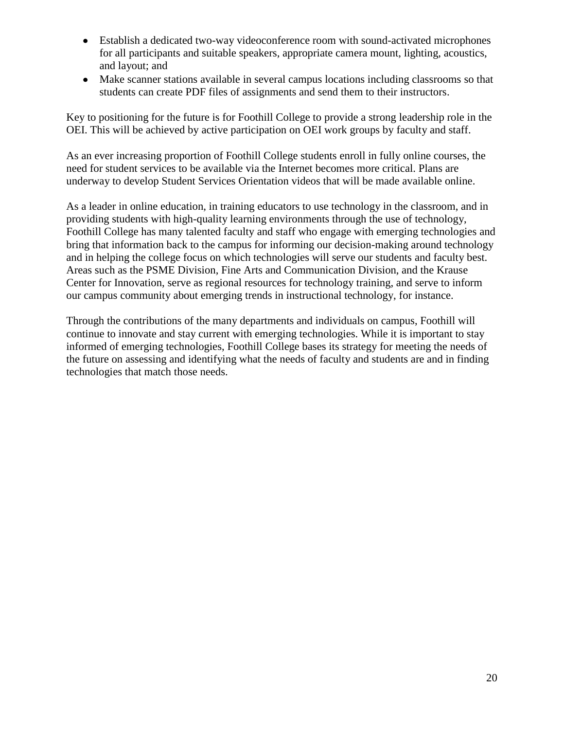- Establish a dedicated two-way videoconference room with sound-activated microphones for all participants and suitable speakers, appropriate camera mount, lighting, acoustics, and layout; and
- Make scanner stations available in several campus locations including classrooms so that students can create PDF files of assignments and send them to their instructors.

Key to positioning for the future is for Foothill College to provide a strong leadership role in the OEI. This will be achieved by active participation on OEI work groups by faculty and staff.

As an ever increasing proportion of Foothill College students enroll in fully online courses, the need for student services to be available via the Internet becomes more critical. Plans are underway to develop Student Services Orientation videos that will be made available online.

As a leader in online education, in training educators to use technology in the classroom, and in providing students with high-quality learning environments through the use of technology, Foothill College has many talented faculty and staff who engage with emerging technologies and bring that information back to the campus for informing our decision-making around technology and in helping the college focus on which technologies will serve our students and faculty best. Areas such as the PSME Division, Fine Arts and Communication Division, and the Krause Center for Innovation, serve as regional resources for technology training, and serve to inform our campus community about emerging trends in instructional technology, for instance.

Through the contributions of the many departments and individuals on campus, Foothill will continue to innovate and stay current with emerging technologies. While it is important to stay informed of emerging technologies, Foothill College bases its strategy for meeting the needs of the future on assessing and identifying what the needs of faculty and students are and in finding technologies that match those needs.